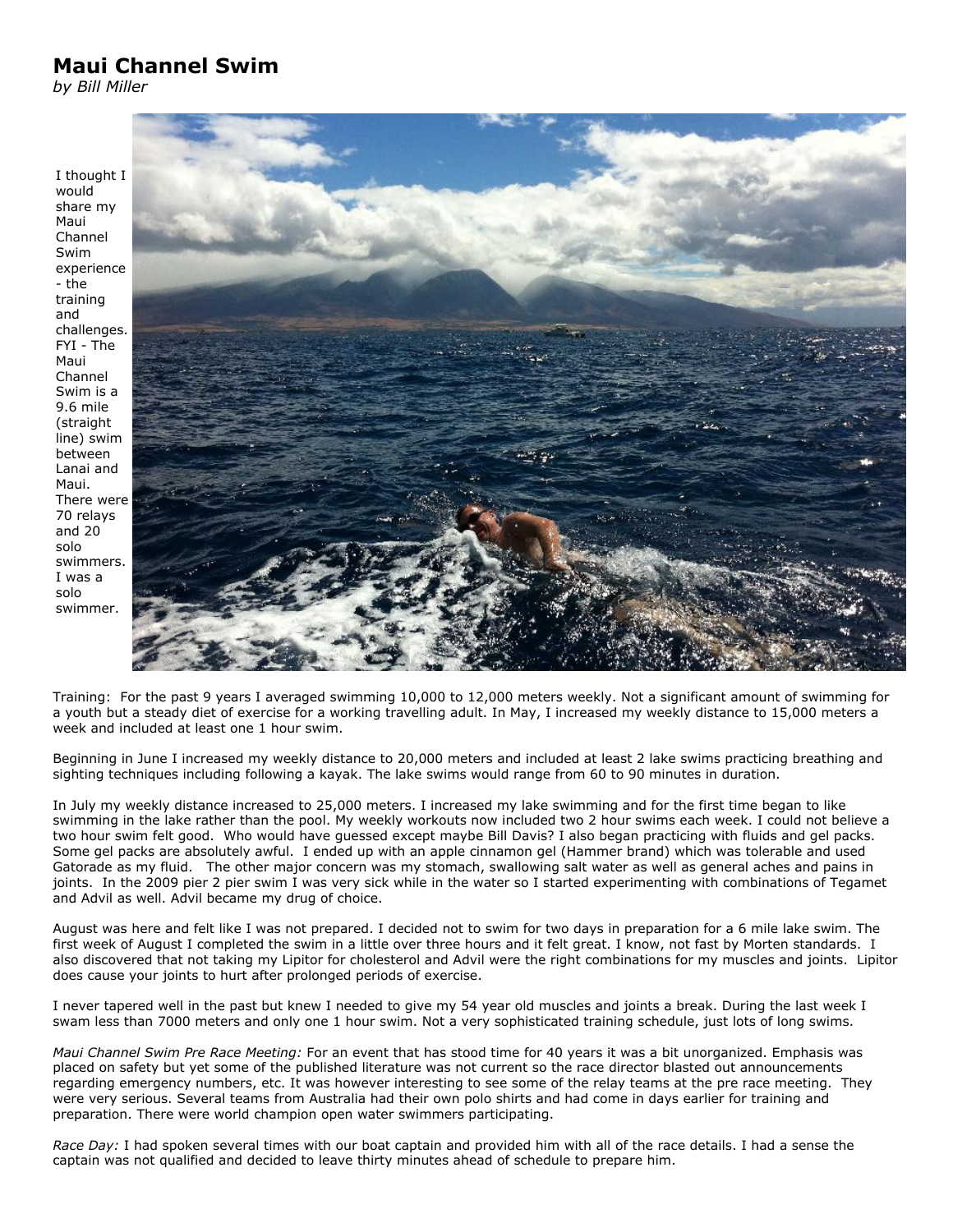# Maui Channel Swim

*by Bill Miller*

I thought I would share my Maui Channel Swim experience - the training and challenges. FYI - The Maui Channel Swim is a 9.6 mile (straight line) swim between Lanai and Maui. There were 70 relays and 20 solo swimmers. I was a solo swimmer.

Training: For the past 9 years I averaged swimming 10,000 to 12,000 meters weekly. Not a significant amount of swimming for a youth but a steady diet of exercise for a working travelling adult. In May, I increased my weekly distance to 15,000 meters a week and included at least one 1 hour swim.

Beginning in June I increased my weekly distance to 20,000 meters and included at least 2 lake swims practicing breathing and sighting techniques including following a kayak. The lake swims would range from 60 to 90 minutes in duration.

In July my weekly distance increased to 25,000 meters. I increased my lake swimming and for the first time began to like swimming in the lake rather than the pool. My weekly workouts now included two 2 hour swims each week. I could not believe a two hour swim felt good. Who would have guessed except maybe Bill Davis? I also began practicing with fluids and gel packs. Some gel packs are absolutely awful. I ended up with an apple cinnamon gel (Hammer brand) which was tolerable and used Gatorade as my fluid. The other major concern was my stomach, swallowing salt water as well as general aches and pains in joints. In the 2009 pier 2 pier swim I was very sick while in the water so I started experimenting with combinations of Tegamet and Advil as well. Advil became my drug of choice.

August was here and felt like I was not prepared. I decided not to swim for two days in preparation for a 6 mile lake swim. The first week of August I completed the swim in a little over three hours and it felt great. I know, not fast by Morten standards. I also discovered that not taking my Lipitor for cholesterol and Advil were the right combinations for my muscles and joints. Lipitor does cause your joints to hurt after prolonged periods of exercise.

I never tapered well in the past but knew I needed to give my 54 year old muscles and joints a break. During the last week I swam less than 7000 meters and only one 1 hour swim. Not a very sophisticated training schedule, just lots of long swims.

*Maui Channel Swim Pre Race Meeting:* For an event that has stood time for 40 years it was a bit unorganized. Emphasis was placed on safety but yet some of the published literature was not current so the race director blasted out announcements regarding emergency numbers, etc. It was however interesting to see some of the relay teams at the pre race meeting. They were very serious. Several teams from Australia had their own polo shirts and had come in days earlier for training and preparation. There were world champion open water swimmers participating.

*Race Day:* I had spoken several times with our boat captain and provided him with all of the race details. I had a sense the captain was not qualified and decided to leave thirty minutes ahead of schedule to prepare him.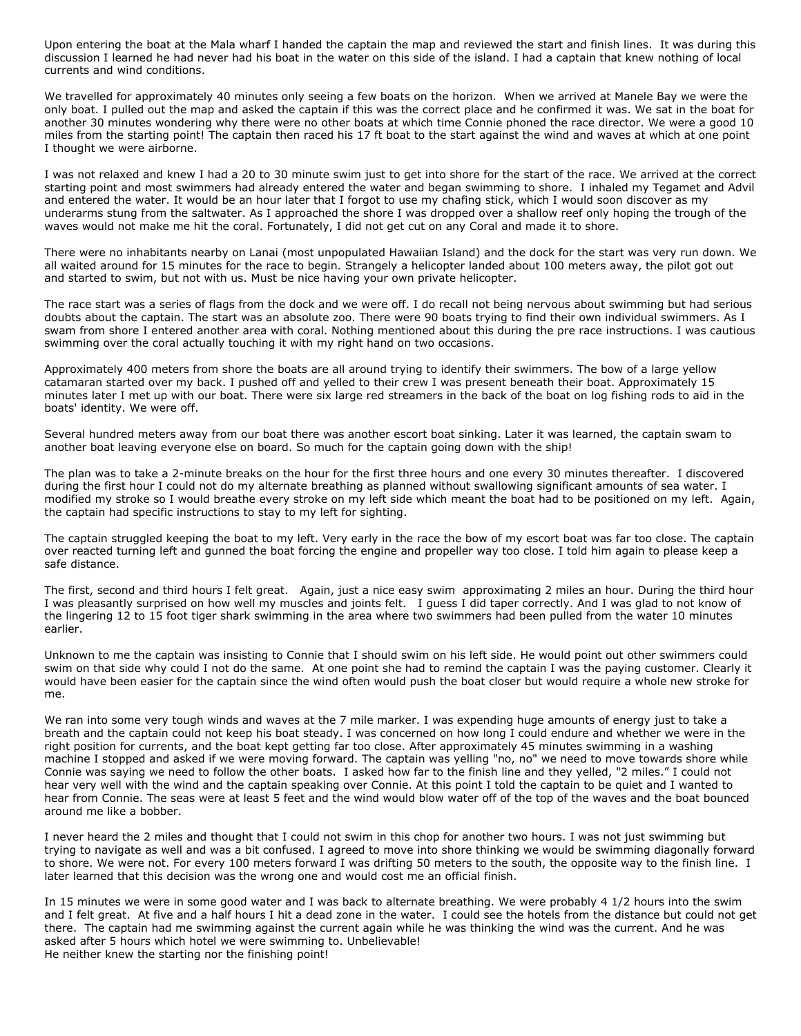Upon entering the boat at the Mala wharf I handed the captain the map and reviewed the start and finish lines. It was during this discussion I learned he had never had his boat in the water on this side of the island. I had a captain that knew nothing of local currents and wind conditions.

We travelled for approximately 40 minutes only seeing a few boats on the horizon. When we arrived at Manele Bay we were the only boat. I pulled out the map and asked the captain if this was the correct place and he confirmed it was. We sat in the boat for another 30 minutes wondering why there were no other boats at which time Connie phoned the race director. We were a good 10 miles from the starting point! The captain then raced his 17 ft boat to the start against the wind and waves at which at one point I thought we were airborne.

I was not relaxed and knew I had a 20 to 30 minute swim just to get into shore for the start of the race. We arrived at the correct starting point and most swimmers had already entered the water and began swimming to shore. I inhaled my Tegamet and Advil and entered the water. It would be an hour later that I forgot to use my chafing stick, which I would soon discover as my underarms stung from the saltwater. As I approached the shore I was dropped over a shallow reef only hoping the trough of the waves would not make me hit the coral. Fortunately, I did not get cut on any Coral and made it to shore.

There were no inhabitants nearby on Lanai (most unpopulated Hawaiian Island) and the dock for the start was very run down. We all waited around for 15 minutes for the race to begin. Strangely a helicopter landed about 100 meters away, the pilot got out and started to swim, but not with us. Must be nice having your own private helicopter.

The race start was a series of flags from the dock and we were off. I do recall not being nervous about swimming but had serious doubts about the captain. The start was an absolute zoo. There were 90 boats trying to find their own individual swimmers. As I swam from shore I entered another area with coral. Nothing mentioned about this during the pre race instructions. I was cautious swimming over the coral actually touching it with my right hand on two occasions.

Approximately 400 meters from shore the boats are all around trying to identify their swimmers. The bow of a large yellow catamaran started over my back. I pushed off and yelled to their crew I was present beneath their boat. Approximately 15 minutes later I met up with our boat. There were six large red streamers in the back of the boat on log fishing rods to aid in the boats' identity. We were off.

Several hundred meters away from our boat there was another escort boat sinking. Later it was learned, the captain swam to another boat leaving everyone else on board. So much for the captain going down with the ship!

The plan was to take a 2-minute breaks on the hour for the first three hours and one every 30 minutes thereafter. I discovered during the first hour I could not do my alternate breathing as planned without swallowing significant amounts of sea water. I modified my stroke so I would breathe every stroke on my left side which meant the boat had to be positioned on my left. Again, the captain had specific instructions to stay to my left for sighting.

The captain struggled keeping the boat to my left. Very early in the race the bow of my escort boat was far too close. The captain over reacted turning left and gunned the boat forcing the engine and propeller way too close. I told him again to please keep a safe distance.

The first, second and third hours I felt great. Again, just a nice easy swim approximating 2 miles an hour. During the third hour I was pleasantly surprised on how well my muscles and joints felt. I guess I did taper correctly. And I was glad to not know of the lingering 12 to 15 foot tiger shark swimming in the area where two swimmers had been pulled from the water 10 minutes earlier.

Unknown to me the captain was insisting to Connie that I should swim on his left side. He would point out other swimmers could swim on that side why could I not do the same. At one point she had to remind the captain I was the paying customer. Clearly it would have been easier for the captain since the wind often would push the boat closer but would require a whole new stroke for me.

We ran into some very tough winds and waves at the 7 mile marker. I was expending huge amounts of energy just to take a breath and the captain could not keep his boat steady. I was concerned on how long I could endure and whether we were in the right position for currents, and the boat kept getting far too close. After approximately 45 minutes swimming in a washing machine I stopped and asked if we were moving forward. The captain was yelling "no, no" we need to move towards shore while Connie was saying we need to follow the other boats. I asked how far to the finish line and they yelled, "2 miles." I could not hear very well with the wind and the captain speaking over Connie. At this point I told the captain to be quiet and I wanted to hear from Connie. The seas were at least 5 feet and the wind would blow water off of the top of the waves and the boat bounced around me like a bobber.

I never heard the 2 miles and thought that I could not swim in this chop for another two hours. I was not just swimming but trying to navigate as well and was a bit confused. I agreed to move into shore thinking we would be swimming diagonally forward to shore. We were not. For every 100 meters forward I was drifting 50 meters to the south, the opposite way to the finish line. I later learned that this decision was the wrong one and would cost me an official finish.

In 15 minutes we were in some good water and I was back to alternate breathing. We were probably 4 1/2 hours into the swim and I felt great. At five and a half hours I hit a dead zone in the water. I could see the hotels from the distance but could not get there. The captain had me swimming against the current again while he was thinking the wind was the current. And he was asked after 5 hours which hotel we were swimming to. Unbelievable!
He neither knew the starting nor the finishing point!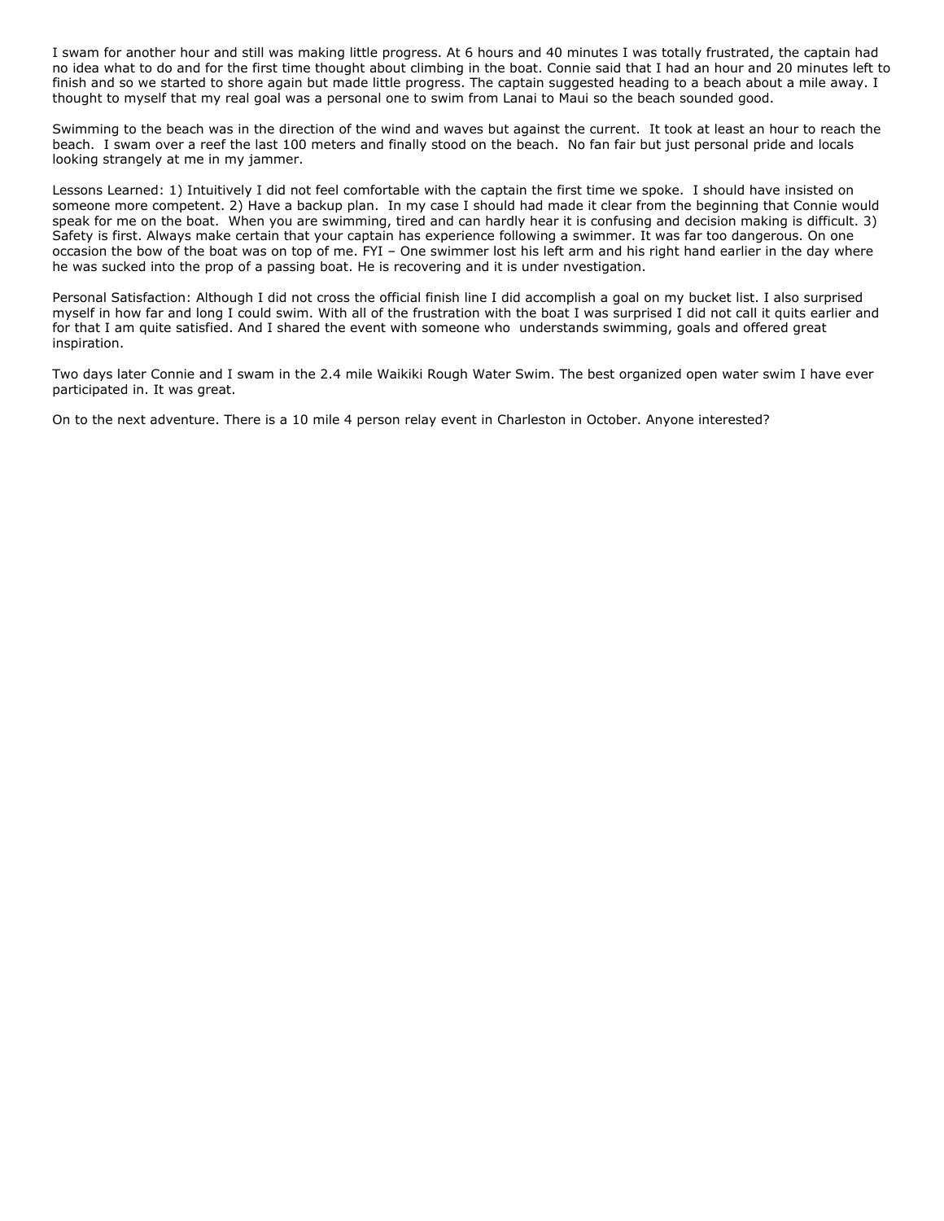I swam for another hour and still was making little progress. At 6 hours and 40 minutes I was totally frustrated, the captain had no idea what to do and for the first time thought about climbing in the boat. Connie said that I had an hour and 20 minutes left to finish and so we started to shore again but made little progress. The captain suggested heading to a beach about a mile away. I thought to myself that my real goal was a personal one to swim from Lanai to Maui so the beach sounded good.

Swimming to the beach was in the direction of the wind and waves but against the current. It took at least an hour to reach the beach. I swam over a reef the last 100 meters and finally stood on the beach. No fan fair but just personal pride and locals looking strangely at me in my jammer.

Lessons Learned: 1) Intuitively I did not feel comfortable with the captain the first time we spoke. I should have insisted on someone more competent. 2) Have a backup plan. In my case I should had made it clear from the beginning that Connie would speak for me on the boat. When you are swimming, tired and can hardly hear it is confusing and decision making is difficult. 3) Safety is first. Always make certain that your captain has experience following a swimmer. It was far too dangerous. On one occasion the bow of the boat was on top of me. FYI – One swimmer lost his left arm and his right hand earlier in the day where he was sucked into the prop of a passing boat. He is recovering and it is under nvestigation.

Personal Satisfaction: Although I did not cross the official finish line I did accomplish a goal on my bucket list. I also surprised myself in how far and long I could swim. With all of the frustration with the boat I was surprised I did not call it quits earlier and for that I am quite satisfied. And I shared the event with someone who understands swimming, goals and offered great inspiration.

Two days later Connie and I swam in the 2.4 mile Waikiki Rough Water Swim. The best organized open water swim I have ever participated in. It was great.

On to the next adventure. There is a 10 mile 4 person relay event in Charleston in October. Anyone interested?